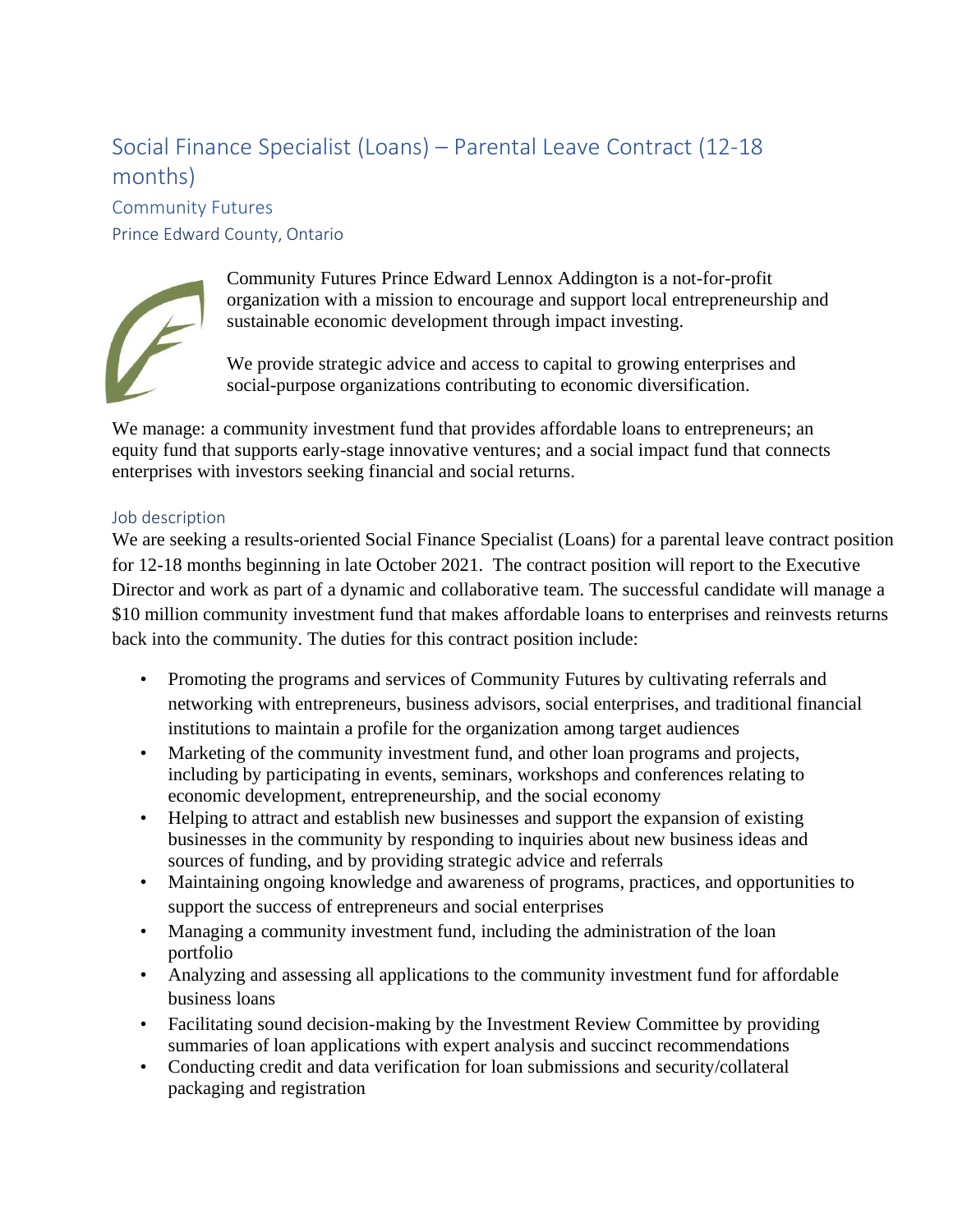# Social Finance Specialist (Loans) – Parental Leave Contract (12-18 months)

## Community Futures

### Prince Edward County, Ontario

Community Futures Prince Edward Lennox Addington is a not-for-profit organization with a mission to encourage and support local entrepreneurship and sustainable economic development through impact investing.

We provide strategic advice and access to capital to growing enterprises and social-purpose organizations contributing to economic diversification.

We manage: a community investment fund that provides affordable loans to entrepreneurs; an equity fund that supports early-stage innovative ventures; and a social impact fund that connects enterprises with investors seeking financial and social returns.

### Job description

We are seeking a results-oriented Social Finance Specialist (Loans) for a parental leave contract position for 12-18 months beginning in late October 2021. The contract position will report to the Executive Director and work as part of a dynamic and collaborative team. The successful candidate will manage a $10 million community investment fund that makes affordable loans to enterprises and reinvests returns back into the community. The duties for this contract position include:

- Promoting the programs and services of Community Futures by cultivating referrals and networking with entrepreneurs, business advisors, social enterprises, and traditional financial institutions to maintain a profile for the organization among target audiences
- Marketing of the community investment fund, and other loan programs and projects, including by participating in events, seminars, workshops and conferences relating to economic development, entrepreneurship, and the social economy
- Helping to attract and establish new businesses and support the expansion of existing businesses in the community by responding to inquiries about new business ideas and sources of funding, and by providing strategic advice and referrals
- Maintaining ongoing knowledge and awareness of programs, practices, and opportunities to support the success of entrepreneurs and social enterprises
- Managing a community investment fund, including the administration of the loan portfolio
- Analyzing and assessing all applications to the community investment fund for affordable business loans
- Facilitating sound decision-making by the Investment Review Committee by providing summaries of loan applications with expert analysis and succinct recommendations
- Conducting credit and data verification for loan submissions and security/collateral packaging and registration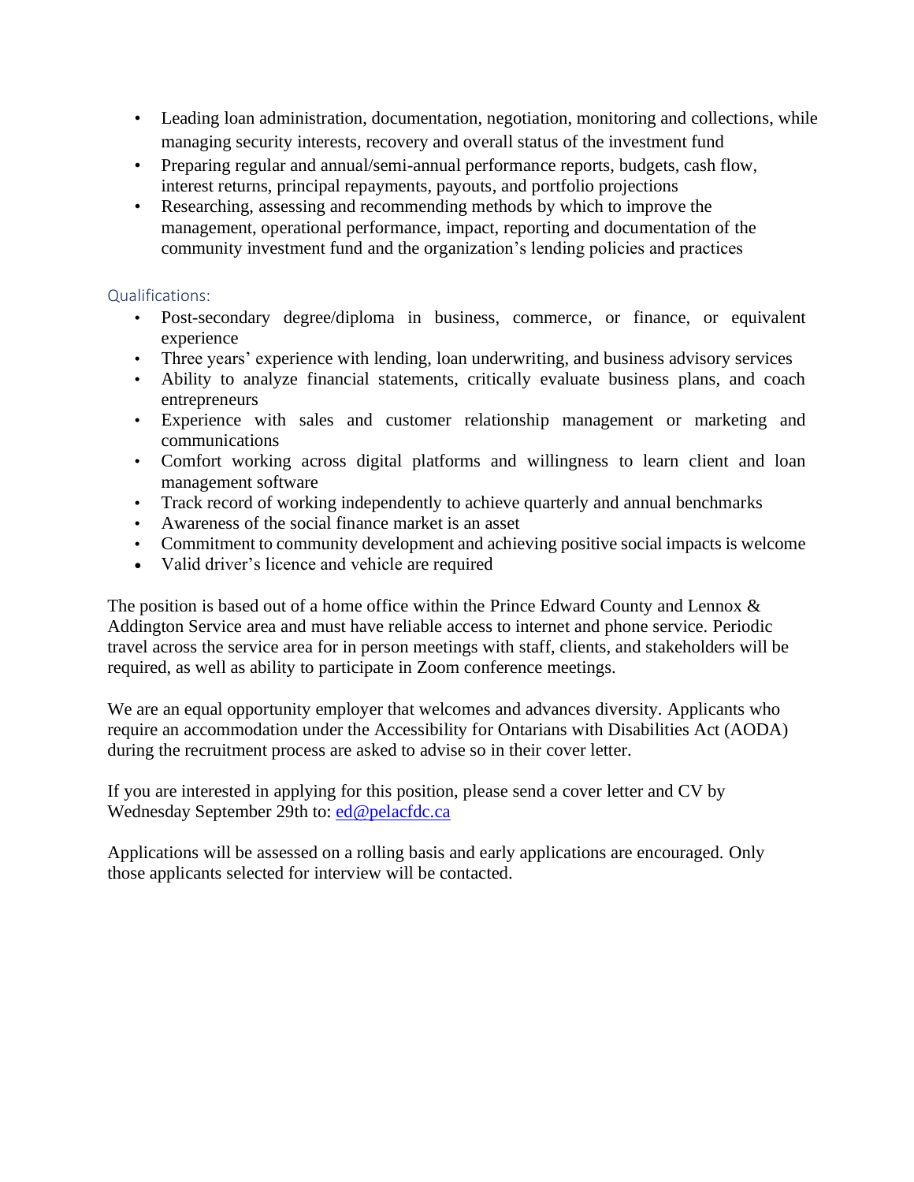- Leading loan administration, documentation, negotiation, monitoring and collections, while managing security interests, recovery and overall status of the investment fund
- Preparing regular and annual/semi-annual performance reports, budgets, cash flow, interest returns, principal repayments, payouts, and portfolio projections
- Researching, assessing and recommending methods by which to improve the management, operational performance, impact, reporting and documentation of the community investment fund and the organization's lending policies and practices

### Qualifications:

- Post-secondary degree/diploma in business, commerce, or finance, or equivalent experience
- Three years' experience with lending, loan underwriting, and business advisory services
- Ability to analyze financial statements, critically evaluate business plans, and coach entrepreneurs
- Experience with sales and customer relationship management or marketing and communications
- Comfort working across digital platforms and willingness to learn client and loan management software
- Track record of working independently to achieve quarterly and annual benchmarks
- Awareness of the social finance market is an asset
- Commitment to community development and achieving positive social impacts is welcome
- Valid driver's licence and vehicle are required

The position is based out of a home office within the Prince Edward County and Lennox & Addington Service area and must have reliable access to internet and phone service. Periodic travel across the service area for in person meetings with staff, clients, and stakeholders will be required, as well as ability to participate in Zoom conference meetings.

We are an equal opportunity employer that welcomes and advances diversity. Applicants who require an accommodation under the Accessibility for Ontarians with Disabilities Act (AODA) during the recruitment process are asked to advise so in their cover letter.

If you are interested in applying for this position, please send a cover letter and CV by Wednesday September 29th to: ed@pelacfdc.ca

Applications will be assessed on a rolling basis and early applications are encouraged. Only those applicants selected for interview will be contacted.